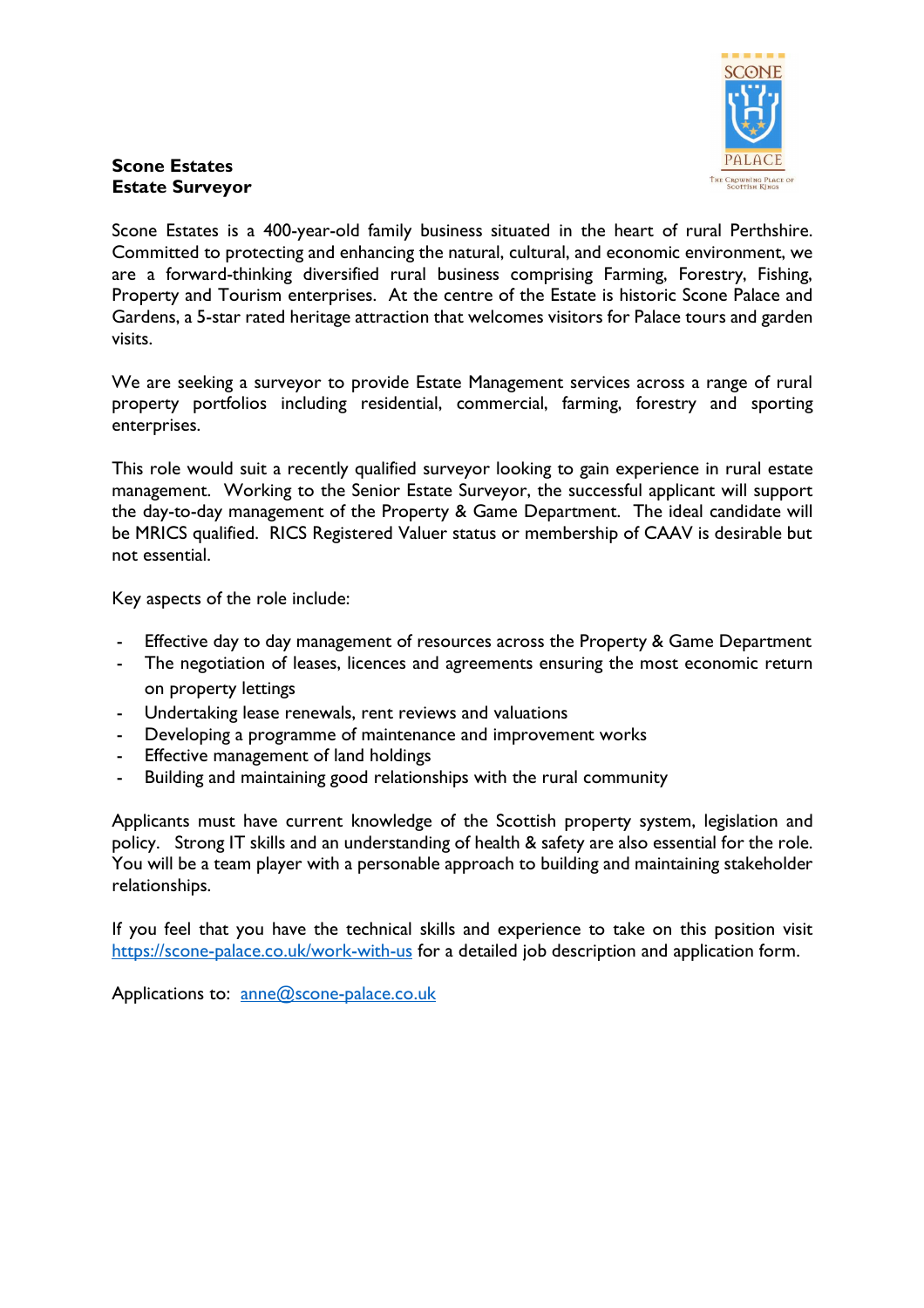**Scone Estates**
**Estate Surveyor**

Scone Estates is a 400-year-old family business situated in the heart of rural Perthshire. Committed to protecting and enhancing the natural, cultural, and economic environment, we are a forward-thinking diversified rural business comprising Farming, Forestry, Fishing, Property and Tourism enterprises. At the centre of the Estate is historic Scone Palace and Gardens, a 5-star rated heritage attraction that welcomes visitors for Palace tours and garden visits.

We are seeking a surveyor to provide Estate Management services across a range of rural property portfolios including residential, commercial, farming, forestry and sporting enterprises.

This role would suit a recently qualified surveyor looking to gain experience in rural estate management. Working to the Senior Estate Surveyor, the successful applicant will support the day-to-day management of the Property & Game Department. The ideal candidate will be MRICS qualified. RICS Registered Valuer status or membership of CAAV is desirable but not essential.

Key aspects of the role include:

- Effective day to day management of resources across the Property & Game Department
- The negotiation of leases, licences and agreements ensuring the most economic return on property lettings
- Undertaking lease renewals, rent reviews and valuations
- Developing a programme of maintenance and improvement works
- Effective management of land holdings
- Building and maintaining good relationships with the rural community

Applicants must have current knowledge of the Scottish property system, legislation and policy. Strong IT skills and an understanding of health & safety are also essential for the role. You will be a team player with a personable approach to building and maintaining stakeholder relationships.

If you feel that you have the technical skills and experience to take on this position visit https://scone-palace.co.uk/work-with-us for a detailed job description and application form.

Applications to: anne@scone-palace.co.uk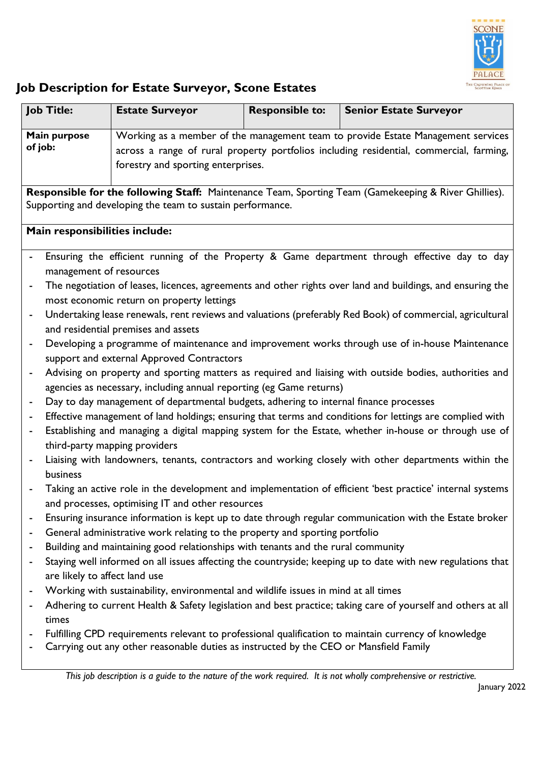# Job Description for Estate Surveyor, Scone Estates

| Job Title: | Estate Surveyor | Responsible to: | Senior Estate Surveyor |
|---|---|---|---|
| **Main purpose of job:** | Working as a member of the management team to provide Estate Management services across a range of rural property portfolios including residential, commercial, farming, forestry and sporting enterprises. | | |

**Responsible for the following Staff:** Maintenance Team, Sporting Team (Gamekeeping & River Ghillies). Supporting and developing the team to sustain performance.

**Main responsibilities include:**

- Ensuring the efficient running of the Property & Game department through effective day to day management of resources
- The negotiation of leases, licences, agreements and other rights over land and buildings, and ensuring the most economic return on property lettings
- Undertaking lease renewals, rent reviews and valuations (preferably Red Book) of commercial, agricultural and residential premises and assets
- Developing a programme of maintenance and improvement works through use of in-house Maintenance support and external Approved Contractors
- Advising on property and sporting matters as required and liaising with outside bodies, authorities and agencies as necessary, including annual reporting (eg Game returns)
- Day to day management of departmental budgets, adhering to internal finance processes
- Effective management of land holdings; ensuring that terms and conditions for lettings are complied with
- Establishing and managing a digital mapping system for the Estate, whether in-house or through use of third-party mapping providers
- Liaising with landowners, tenants, contractors and working closely with other departments within the business
- Taking an active role in the development and implementation of efficient 'best practice' internal systems and processes, optimising IT and other resources
- Ensuring insurance information is kept up to date through regular communication with the Estate broker
- General administrative work relating to the property and sporting portfolio
- Building and maintaining good relationships with tenants and the rural community
- Staying well informed on all issues affecting the countryside; keeping up to date with new regulations that are likely to affect land use
- Working with sustainability, environmental and wildlife issues in mind at all times
- Adhering to current Health & Safety legislation and best practice; taking care of yourself and others at all times
- Fulfilling CPD requirements relevant to professional qualification to maintain currency of knowledge
- Carrying out any other reasonable duties as instructed by the CEO or Mansfield Family

*This job description is a guide to the nature of the work required. It is not wholly comprehensive or restrictive.*

January 2022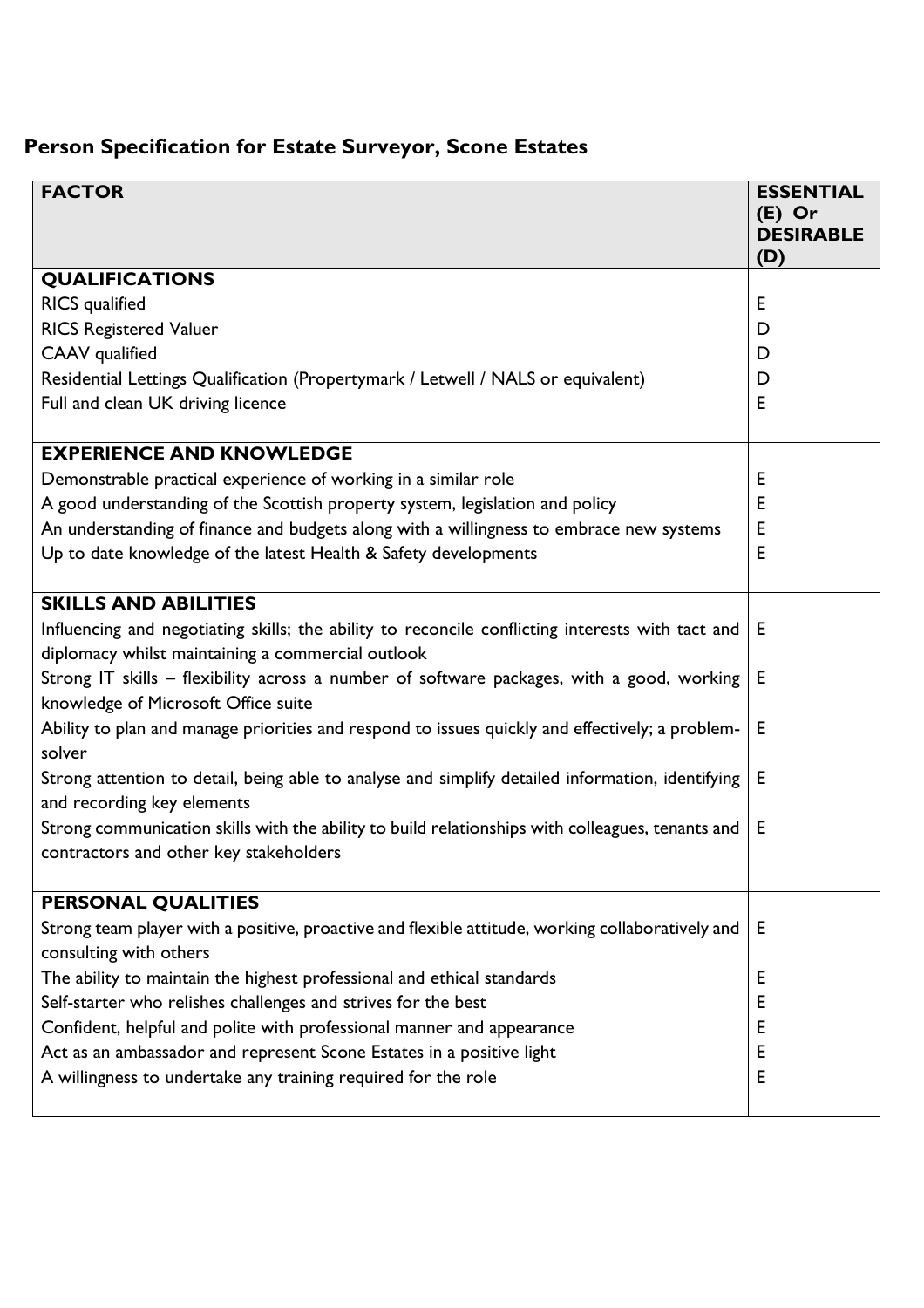## Person Specification for Estate Surveyor, Scone Estates

| FACTOR | ESSENTIAL (E) Or DESIRABLE (D) |
|---|---|
| **QUALIFICATIONS** | |
| RICS qualified | E |
| RICS Registered Valuer | D |
| CAAV qualified | D |
| Residential Lettings Qualification (Propertymark / Letwell / NALS or equivalent) | D |
| Full and clean UK driving licence | E |
| **EXPERIENCE AND KNOWLEDGE** | |
| Demonstrable practical experience of working in a similar role | E |
| A good understanding of the Scottish property system, legislation and policy | E |
| An understanding of finance and budgets along with a willingness to embrace new systems | E |
| Up to date knowledge of the latest Health & Safety developments | E |
| **SKILLS AND ABILITIES** | |
| Influencing and negotiating skills; the ability to reconcile conflicting interests with tact and diplomacy whilst maintaining a commercial outlook | E |
| Strong IT skills – flexibility across a number of software packages, with a good, working knowledge of Microsoft Office suite | E |
| Ability to plan and manage priorities and respond to issues quickly and effectively; a problem-solver | E |
| Strong attention to detail, being able to analyse and simplify detailed information, identifying and recording key elements | E |
| Strong communication skills with the ability to build relationships with colleagues, tenants and contractors and other key stakeholders | E |
| **PERSONAL QUALITIES** | |
| Strong team player with a positive, proactive and flexible attitude, working collaboratively and consulting with others | E |
| The ability to maintain the highest professional and ethical standards | E |
| Self-starter who relishes challenges and strives for the best | E |
| Confident, helpful and polite with professional manner and appearance | E |
| Act as an ambassador and represent Scone Estates in a positive light | E |
| A willingness to undertake any training required for the role | E |